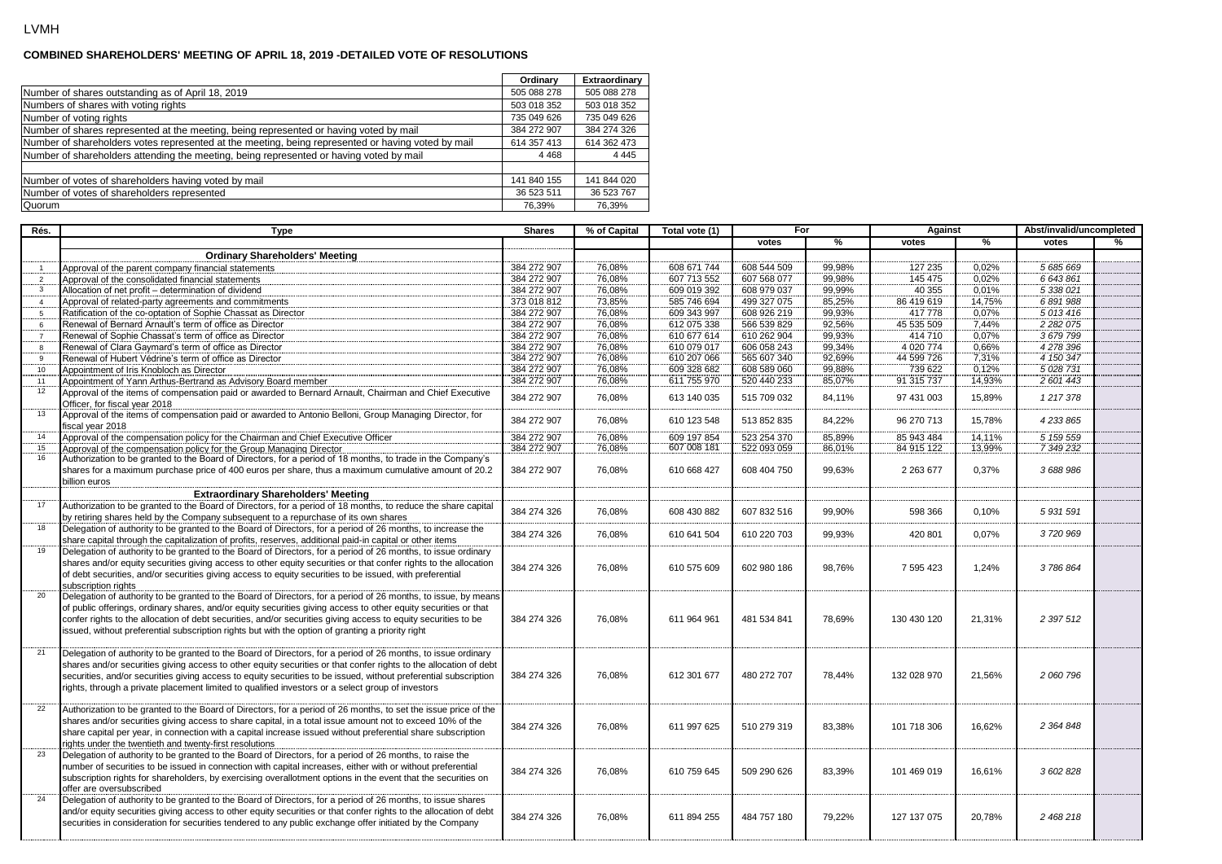LVMH

## COMBINED SHAREHOLDERS' MEETING OF APRIL 18, 2019 -DETAILED VOTE OF RESOLUTIONS

| | Ordinary | Extraordinary |
|---|---|---|
| Number of shares outstanding as of April 18, 2019 | 505 088 278 | 505 088 278 |
| Numbers of shares with voting rights | 503 018 352 | 503 018 352 |
| Number of voting rights | 735 049 626 | 735 049 626 |
| Number of shares represented at the meeting, being represented or having voted by mail | 384 272 907 | 384 274 326 |
| Number of shareholders votes represented at the meeting, being represented or having voted by mail | 614 357 413 | 614 362 473 |
| Number of shareholders attending the meeting, being represented or having voted by mail | 4 468 | 4 445 |
| | | |
| Number of votes of shareholders having voted by mail | 141 840 155 | 141 844 020 |
| Number of votes of shareholders represented | 36 523 511 | 36 523 767 |
| Quorum | 76,39% | 76,39% |

| Rés. | Type | Shares | % of Capital | Total vote (1) | For | | Against | | Abst/invalid/uncompleted | |
|---|---|---|---|---|---|---|---|---|---|---|
| | | | | | votes | % | votes | % | votes | % |
| | **Ordinary Shareholders' Meeting** | | | | | | | | | |
| 1 | Approval of the parent company financial statements | 384 272 907 | 76,08% | 608 671 744 | 608 544 509 | 99,98% | 127 235 | 0,02% | *5 685 669* | |
| 2 | Approval of the consolidated financial statements | 384 272 907 | 76,08% | 607 713 552 | 607 568 077 | 99,98% | 145 475 | 0,02% | *6 643 861* | |
| 3 | Allocation of net profit – determination of dividend | 384 272 907 | 76,08% | 609 019 392 | 608 979 037 | 99,99% | 40 355 | 0,01% | *5 338 021* | |
| 4 | Approval of related-party agreements and commitments | 373 018 812 | 73,85% | 585 746 694 | 499 327 075 | 85,25% | 86 419 619 | 14,75% | *6 891 988* | |
| 5 | Ratification of the co-optation of Sophie Chassat as Director | 384 272 907 | 76,08% | 609 343 997 | 608 926 219 | 99,93% | 417 778 | 0,07% | *5 013 416* | |
| 6 | Renewal of Bernard Arnault's term of office as Director | 384 272 907 | 76,08% | 612 075 338 | 566 539 829 | 92,56% | 45 535 509 | 7,44% | *2 282 075* | |
| 7 | Renewal of Sophie Chassat's term of office as Director | 384 272 907 | 76,08% | 610 677 614 | 610 262 904 | 99,93% | 414 710 | 0,07% | *3 679 799* | |
| 8 | Renewal of Clara Gaymard's term of office as Director | 384 272 907 | 76,08% | 610 079 017 | 606 058 243 | 99,34% | 4 020 774 | 0,66% | *4 278 396* | |
| 9 | Renewal of Hubert Védrine's term of office as Director | 384 272 907 | 76,08% | 610 207 066 | 565 607 340 | 92,69% | 44 599 726 | 7,31% | *4 150 347* | |
| 10 | Appointment of Iris Knobloch as Director | 384 272 907 | 76,08% | 609 328 682 | 608 589 060 | 99,88% | 739 622 | 0,12% | *5 028 731* | |
| 11 | Appointment of Yann Arthus-Bertrand as Advisory Board member | 384 272 907 | 76,08% | 611 755 970 | 520 440 233 | 85,07% | 91 315 737 | 14,93% | *2 601 443* | |
| 12 | Approval of the items of compensation paid or awarded to Bernard Arnault, Chairman and Chief Executive Officer, for fiscal year 2018 | 384 272 907 | 76,08% | 613 140 035 | 515 709 032 | 84,11% | 97 431 003 | 15,89% | *1 217 378* | |
| 13 | Approval of the items of compensation paid or awarded to Antonio Belloni, Group Managing Director, for fiscal year 2018 | 384 272 907 | 76,08% | 610 123 548 | 513 852 835 | 84,22% | 96 270 713 | 15,78% | *4 233 865* | |
| 14 | Approval of the compensation policy for the Chairman and Chief Executive Officer | 384 272 907 | 76,08% | 609 197 854 | 523 254 370 | 85,89% | 85 943 484 | 14,11% | *5 159 559* | |
| 15 | Approval of the compensation policy for the Group Managing Director | 384 272 907 | 76,08% | 607 008 181 | 522 093 059 | 86,01% | 84 915 122 | 13,99% | *7 349 232* | |
| 16 | Authorization to be granted to the Board of Directors, for a period of 18 months, to trade in the Company's shares for a maximum purchase price of 400 euros per share, thus a maximum cumulative amount of 20.2 billion euros | 384 272 907 | 76,08% | 610 668 427 | 608 404 750 | 99,63% | 2 263 677 | 0,37% | *3 688 986* | |
| | **Extraordinary Shareholders' Meeting** | | | | | | | | | |
| 17 | Authorization to be granted to the Board of Directors, for a period of 18 months, to reduce the share capital by retiring shares held by the Company subsequent to a repurchase of its own shares | 384 274 326 | 76,08% | 608 430 882 | 607 832 516 | 99,90% | 598 366 | 0,10% | *5 931 591* | |
| 18 | Delegation of authority to be granted to the Board of Directors, for a period of 26 months, to increase the share capital through the capitalization of profits, reserves, additional paid-in capital or other items | 384 274 326 | 76,08% | 610 641 504 | 610 220 703 | 99,93% | 420 801 | 0,07% | *3 720 969* | |
| 19 | Delegation of authority to be granted to the Board of Directors, for a period of 26 months, to issue ordinary shares and/or equity securities giving access to other equity securities or that confer rights to the allocation of debt securities, and/or securities giving access to equity securities to be issued, with preferential subscription rights | 384 274 326 | 76,08% | 610 575 609 | 602 980 186 | 98,76% | 7 595 423 | 1,24% | *3 786 864* | |
| 20 | Delegation of authority to be granted to the Board of Directors, for a period of 26 months, to issue, by means of public offerings, ordinary shares, and/or equity securities giving access to other equity securities or that confer rights to the allocation of debt securities, and/or securities giving access to equity securities to be issued, without preferential subscription rights but with the option of granting a priority right | 384 274 326 | 76,08% | 611 964 961 | 481 534 841 | 78,69% | 130 430 120 | 21,31% | *2 397 512* | |
| 21 | Delegation of authority to be granted to the Board of Directors, for a period of 26 months, to issue ordinary shares and/or securities giving access to other equity securities or that confer rights to the allocation of debt securities, and/or securities giving access to equity securities to be issued, without preferential subscription rights, through a private placement limited to qualified investors or a select group of investors | 384 274 326 | 76,08% | 612 301 677 | 480 272 707 | 78,44% | 132 028 970 | 21,56% | *2 060 796* | |
| 22 | Authorization to be granted to the Board of Directors, for a period of 26 months, to set the issue price of the shares and/or securities giving access to share capital, in a total issue amount not to exceed 10% of the share capital per year, in connection with a capital increase issued without preferential share subscription rights under the twentieth and twenty-first resolutions | 384 274 326 | 76,08% | 611 997 625 | 510 279 319 | 83,38% | 101 718 306 | 16,62% | *2 364 848* | |
| 23 | Delegation of authority to be granted to the Board of Directors, for a period of 26 months, to raise the number of securities to be issued in connection with capital increases, either with or without preferential subscription rights for shareholders, by exercising overallotment options in the event that the securities on offer are oversubscribed | 384 274 326 | 76,08% | 610 759 645 | 509 290 626 | 83,39% | 101 469 019 | 16,61% | *3 602 828* | |
| 24 | Delegation of authority to be granted to the Board of Directors, for a period of 26 months, to issue shares and/or equity securities giving access to other equity securities or that confer rights to the allocation of debt securities in consideration for securities tendered to any public exchange offer initiated by the Company | 384 274 326 | 76,08% | 611 894 255 | 484 757 180 | 79,22% | 127 137 075 | 20,78% | *2 468 218* | |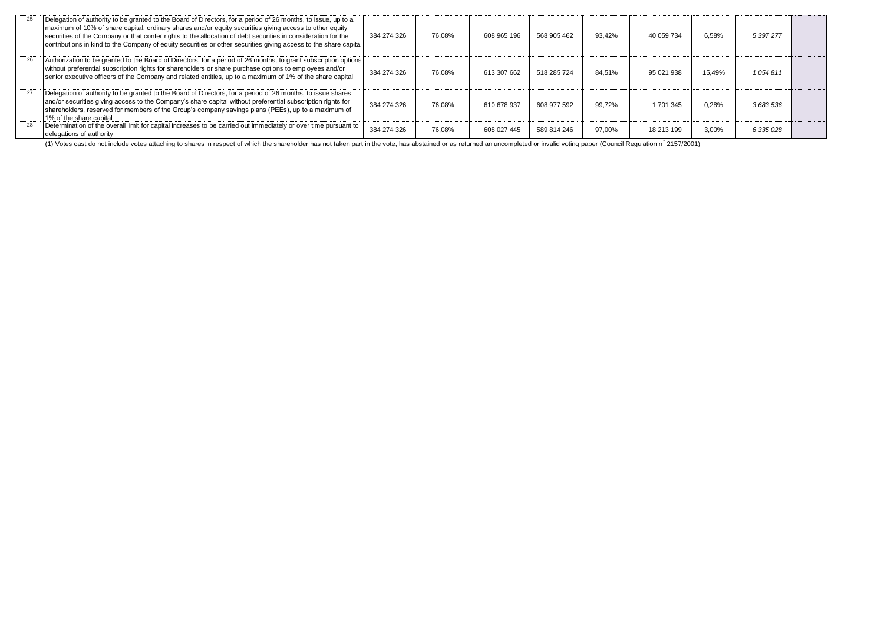| | | | | | | | | | | |
|---|---|---|---|---|---|---|---|---|---|---|
| 25 | Delegation of authority to be granted to the Board of Directors, for a period of 26 months, to issue, up to a maximum of 10% of share capital, ordinary shares and/or equity securities giving access to other equity securities of the Company or that confer rights to the allocation of debt securities in consideration for the contributions in kind to the Company of equity securities or other securities giving access to the share capital | 384 274 326 | 76,08% | 608 965 196 | 568 905 462 | 93,42% | 40 059 734 | 6,58% | *5 397 277* | |
| 26 | Authorization to be granted to the Board of Directors, for a period of 26 months, to grant subscription options without preferential subscription rights for shareholders or share purchase options to employees and/or senior executive officers of the Company and related entities, up to a maximum of 1% of the share capital | 384 274 326 | 76,08% | 613 307 662 | 518 285 724 | 84,51% | 95 021 938 | 15,49% | *1 054 811* | |
| 27 | Delegation of authority to be granted to the Board of Directors, for a period of 26 months, to issue shares and/or securities giving access to the Company's share capital without preferential subscription rights for shareholders, reserved for members of the Group's company savings plans (PEEs), up to a maximum of 1% of the share capital | 384 274 326 | 76,08% | 610 678 937 | 608 977 592 | 99,72% | 1 701 345 | 0,28% | *3 683 536* | |
| 28 | Determination of the overall limit for capital increases to be carried out immediately or over time pursuant to delegations of authority | 384 274 326 | 76,08% | 608 027 445 | 589 814 246 | 97,00% | 18 213 199 | 3,00% | *6 335 028* | |

(1) Votes cast do not include votes attaching to shares in respect of which the shareholder has not taken part in the vote, has abstained or as returned an uncompleted or invalid voting paper (Council Regulation n° 2157/2001)